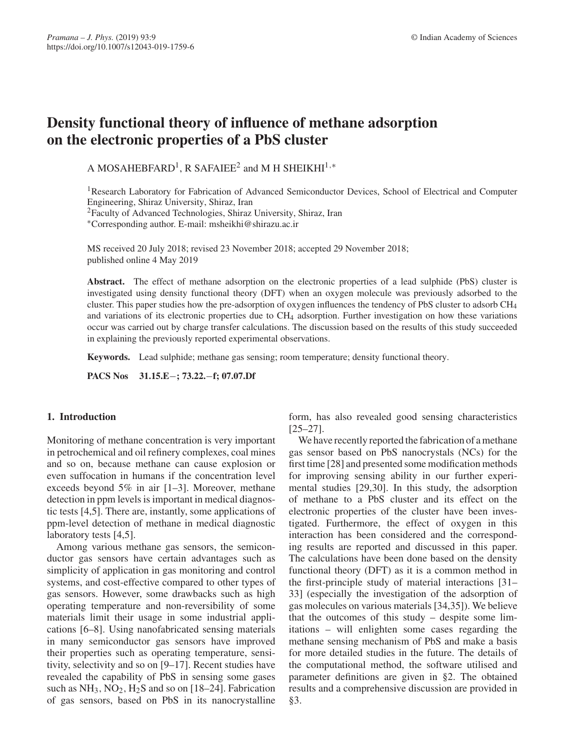# Density functional theory of influence of methane adsorption on the electronic properties of a PbS cluster

A MOSAHEBFARD[1], R SAFAIEE[2] and M H SHEIKHI[1,*]

[1]Research Laboratory for Fabrication of Advanced Semiconductor Devices, School of Electrical and Computer Engineering, Shiraz University, Shiraz, Iran
[2]Faculty of Advanced Technologies, Shiraz University, Shiraz, Iran
[*]Corresponding author. E-mail: msheikhi@shirazu.ac.ir

MS received 20 July 2018; revised 23 November 2018; accepted 29 November 2018; published online 4 May 2019

**Abstract.** The effect of methane adsorption on the electronic properties of a lead sulphide (PbS) cluster is investigated using density functional theory (DFT) when an oxygen molecule was previously adsorbed to the cluster. This paper studies how the pre-adsorption of oxygen influences the tendency of PbS cluster to adsorb $CH_4$ and variations of its electronic properties due to $CH_4$ adsorption. Further investigation on how these variations occur was carried out by charge transfer calculations. The discussion based on the results of this study succeeded in explaining the previously reported experimental observations.

**Keywords.** Lead sulphide; methane gas sensing; room temperature; density functional theory.

**PACS Nos** **31.15.E−; 73.22.−f; 07.07.Df**

## 1. Introduction

Monitoring of methane concentration is very important in petrochemical and oil refinery complexes, coal mines and so on, because methane can cause explosion or even suffocation in humans if the concentration level exceeds beyond 5% in air [1–3]. Moreover, methane detection in ppm levels is important in medical diagnostic tests [4,5]. There are, instantly, some applications of ppm-level detection of methane in medical diagnostic laboratory tests [4,5].

Among various methane gas sensors, the semiconductor gas sensors have certain advantages such as simplicity of application in gas monitoring and control systems, and cost-effective compared to other types of gas sensors. However, some drawbacks such as high operating temperature and non-reversibility of some materials limit their usage in some industrial applications [6–8]. Using nanofabricated sensing materials in many semiconductor gas sensors have improved their properties such as operating temperature, sensitivity, selectivity and so on [9–17]. Recent studies have revealed the capability of PbS in sensing some gases such as $NH_3$, $NO_2$, $H_2S$ and so on [18–24]. Fabrication of gas sensors, based on PbS in its nanocrystalline form, has also revealed good sensing characteristics [25–27].

We have recently reported the fabrication of a methane gas sensor based on PbS nanocrystals (NCs) for the first time [28] and presented some modification methods for improving sensing ability in our further experimental studies [29,30]. In this study, the adsorption of methane to a PbS cluster and its effect on the electronic properties of the cluster have been investigated. Furthermore, the effect of oxygen in this interaction has been considered and the corresponding results are reported and discussed in this paper. The calculations have been done based on the density functional theory (DFT) as it is a common method in the first-principle study of material interactions [31–33] (especially the investigation of the adsorption of gas molecules on various materials [34,35]). We believe that the outcomes of this study – despite some limitations – will enlighten some cases regarding the methane sensing mechanism of PbS and make a basis for more detailed studies in the future. The details of the computational method, the software utilised and parameter definitions are given in §2. The obtained results and a comprehensive discussion are provided in §3.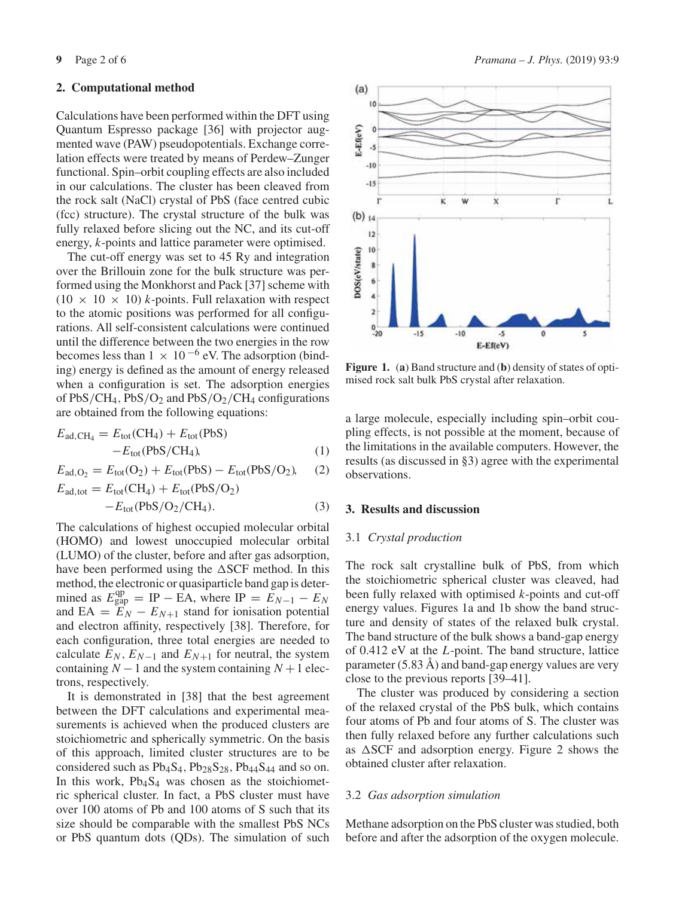## 2. Computational method

Calculations have been performed within the DFT using Quantum Espresso package [36] with projector augmented wave (PAW) pseudopotentials. Exchange correlation effects were treated by means of Perdew–Zunger functional. Spin–orbit coupling effects are also included in our calculations. The cluster has been cleaved from the rock salt (NaCl) crystal of PbS (face centred cubic (fcc) structure). The crystal structure of the bulk was fully relaxed before slicing out the NC, and its cut-off energy, $k$-points and lattice parameter were optimised.

The cut-off energy was set to 45 Ry and integration over the Brillouin zone for the bulk structure was performed using the Monkhorst and Pack [37] scheme with $(10 \times 10 \times 10)$ $k$-points. Full relaxation with respect to the atomic positions was performed for all configurations. All self-consistent calculations were continued until the difference between the two energies in the row becomes less than $1 \times 10^{-6}$ eV. The adsorption (binding) energy is defined as the amount of energy released when a configuration is set. The adsorption energies of $PbS/CH_4$, $PbS/O_2$ and $PbS/O_2/CH_4$ configurations are obtained from the following equations:

$$E_{\mathrm{ad,CH_4}} = E_{\mathrm{tot}}(\mathrm{CH_4}) + E_{\mathrm{tot}}(\mathrm{PbS}) - E_{\mathrm{tot}}(\mathrm{PbS/CH_4}), \quad (1)$$

$$E_{\mathrm{ad,O_2}} = E_{\mathrm{tot}}(\mathrm{O_2}) + E_{\mathrm{tot}}(\mathrm{PbS}) - E_{\mathrm{tot}}(\mathrm{PbS/O_2}), \quad (2)$$

$$E_{\mathrm{ad,tot}} = E_{\mathrm{tot}}(\mathrm{CH_4}) + E_{\mathrm{tot}}(\mathrm{PbS/O_2}) - E_{\mathrm{tot}}(\mathrm{PbS/O_2/CH_4}). \quad (3)$$

The calculations of highest occupied molecular orbital (HOMO) and lowest unoccupied molecular orbital (LUMO) of the cluster, before and after gas adsorption, have been performed using the $\Delta$SCF method. In this method, the electronic or quasiparticle band gap is determined as $E_{\mathrm{gap}}^{\mathrm{qp}} = \mathrm{IP} - \mathrm{EA}$, where $\mathrm{IP} = E_{N-1} - E_N$ and $\mathrm{EA} = E_N - E_{N+1}$ stand for ionisation potential and electron affinity, respectively [38]. Therefore, for each configuration, three total energies are needed to calculate $E_N$, $E_{N-1}$ and $E_{N+1}$ for neutral, the system containing $N-1$ and the system containing $N+1$ electrons, respectively.

It is demonstrated in [38] that the best agreement between the DFT calculations and experimental measurements is achieved when the produced clusters are stoichiometric and spherically symmetric. On the basis of this approach, limited cluster structures are to be considered such as $Pb_4S_4$, $Pb_{28}S_{28}$, $Pb_{44}S_{44}$ and so on. In this work, $Pb_4S_4$ was chosen as the stoichiometric spherical cluster. In fact, a PbS cluster must have over 100 atoms of Pb and 100 atoms of S such that its size should be comparable with the smallest PbS NCs or PbS quantum dots (QDs). The simulation of such a large molecule, especially including spin–orbit coupling effects, is not possible at the moment, because of the limitations in the available computers. However, the results (as discussed in §3) agree with the experimental observations.

**Figure 1.** (**a**) Band structure and (**b**) density of states of optimised rock salt bulk PbS crystal after relaxation.

## 3. Results and discussion

### 3.1 *Crystal production*

The rock salt crystalline bulk of PbS, from which the stoichiometric spherical cluster was cleaved, had been fully relaxed with optimised $k$-points and cut-off energy values. Figures 1a and 1b show the band structure and density of states of the relaxed bulk crystal. The band structure of the bulk shows a band-gap energy of 0.412 eV at the $L$-point. The band structure, lattice parameter (5.83 Å) and band-gap energy values are very close to the previous reports [39–41].

The cluster was produced by considering a section of the relaxed crystal of the PbS bulk, which contains four atoms of Pb and four atoms of S. The cluster was then fully relaxed before any further calculations such as $\Delta$SCF and adsorption energy. Figure 2 shows the obtained cluster after relaxation.

### 3.2 *Gas adsorption simulation*

Methane adsorption on the PbS cluster was studied, both before and after the adsorption of the oxygen molecule.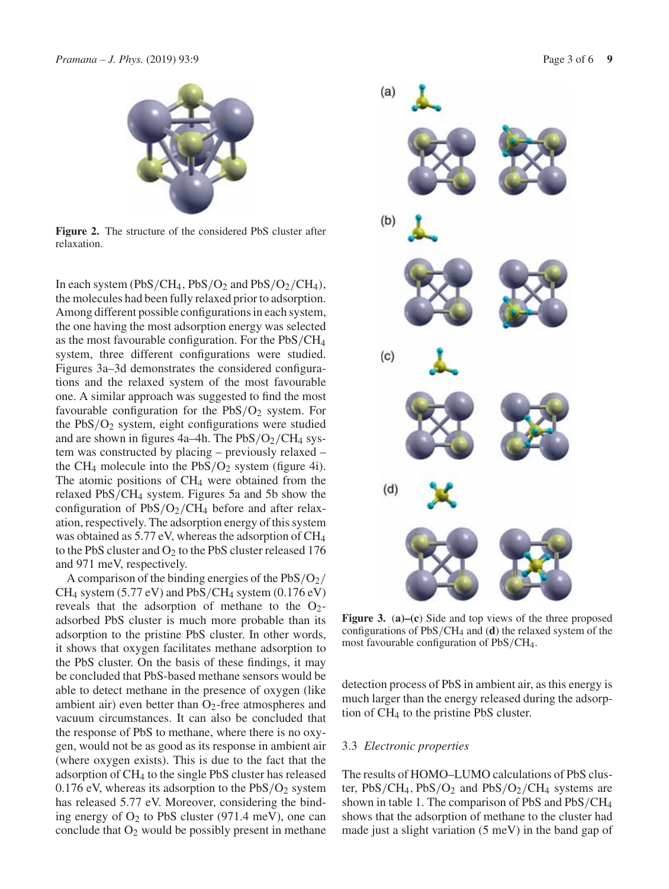**Figure 2.** The structure of the considered PbS cluster after relaxation.

In each system ($PbS/CH_4$, $PbS/O_2$ and $PbS/O_2/CH_4$), the molecules had been fully relaxed prior to adsorption. Among different possible configurations in each system, the one having the most adsorption energy was selected as the most favourable configuration. For the $PbS/CH_4$ system, three different configurations were studied. Figures 3a–3d demonstrates the considered configurations and the relaxed system of the most favourable one. A similar approach was suggested to find the most favourable configuration for the $PbS/O_2$ system. For the $PbS/O_2$ system, eight configurations were studied and are shown in figures 4a–4h. The $PbS/O_2/CH_4$ system was constructed by placing – previously relaxed – the $CH_4$ molecule into the $PbS/O_2$ system (figure 4i). The atomic positions of $CH_4$ were obtained from the relaxed $PbS/CH_4$ system. Figures 5a and 5b show the configuration of $PbS/O_2/CH_4$ before and after relaxation, respectively. The adsorption energy of this system was obtained as 5.77 eV, whereas the adsorption of $CH_4$ to the PbS cluster and $O_2$ to the PbS cluster released 176 and 971 meV, respectively.

A comparison of the binding energies of the $PbS/O_2/CH_4$ system (5.77 eV) and $PbS/CH_4$ system (0.176 eV) reveals that the adsorption of methane to the $O_2$-adsorbed PbS cluster is much more probable than its adsorption to the pristine PbS cluster. In other words, it shows that oxygen facilitates methane adsorption to the PbS cluster. On the basis of these findings, it may be concluded that PbS-based methane sensors would be able to detect methane in the presence of oxygen (like ambient air) even better than $O_2$-free atmospheres and vacuum circumstances. It can also be concluded that the response of PbS to methane, where there is no oxygen, would not be as good as its response in ambient air (where oxygen exists). This is due to the fact that the adsorption of $CH_4$ to the single PbS cluster has released 0.176 eV, whereas its adsorption to the $PbS/O_2$ system has released 5.77 eV. Moreover, considering the binding energy of $O_2$ to PbS cluster (971.4 meV), one can conclude that $O_2$ would be possibly present in methane detection process of PbS in ambient air, as this energy is much larger than the energy released during the adsorption of $CH_4$ to the pristine PbS cluster.

**Figure 3.** (**a**)–(**c**) Side and top views of the three proposed configurations of $PbS/CH_4$ and (**d**) the relaxed system of the most favourable configuration of $PbS/CH_4$.

### 3.3 *Electronic properties*

The results of HOMO–LUMO calculations of PbS cluster, $PbS/CH_4$, $PbS/O_2$ and $PbS/O_2/CH_4$ systems are shown in table 1. The comparison of PbS and $PbS/CH_4$ shows that the adsorption of methane to the cluster had made just a slight variation (5 meV) in the band gap of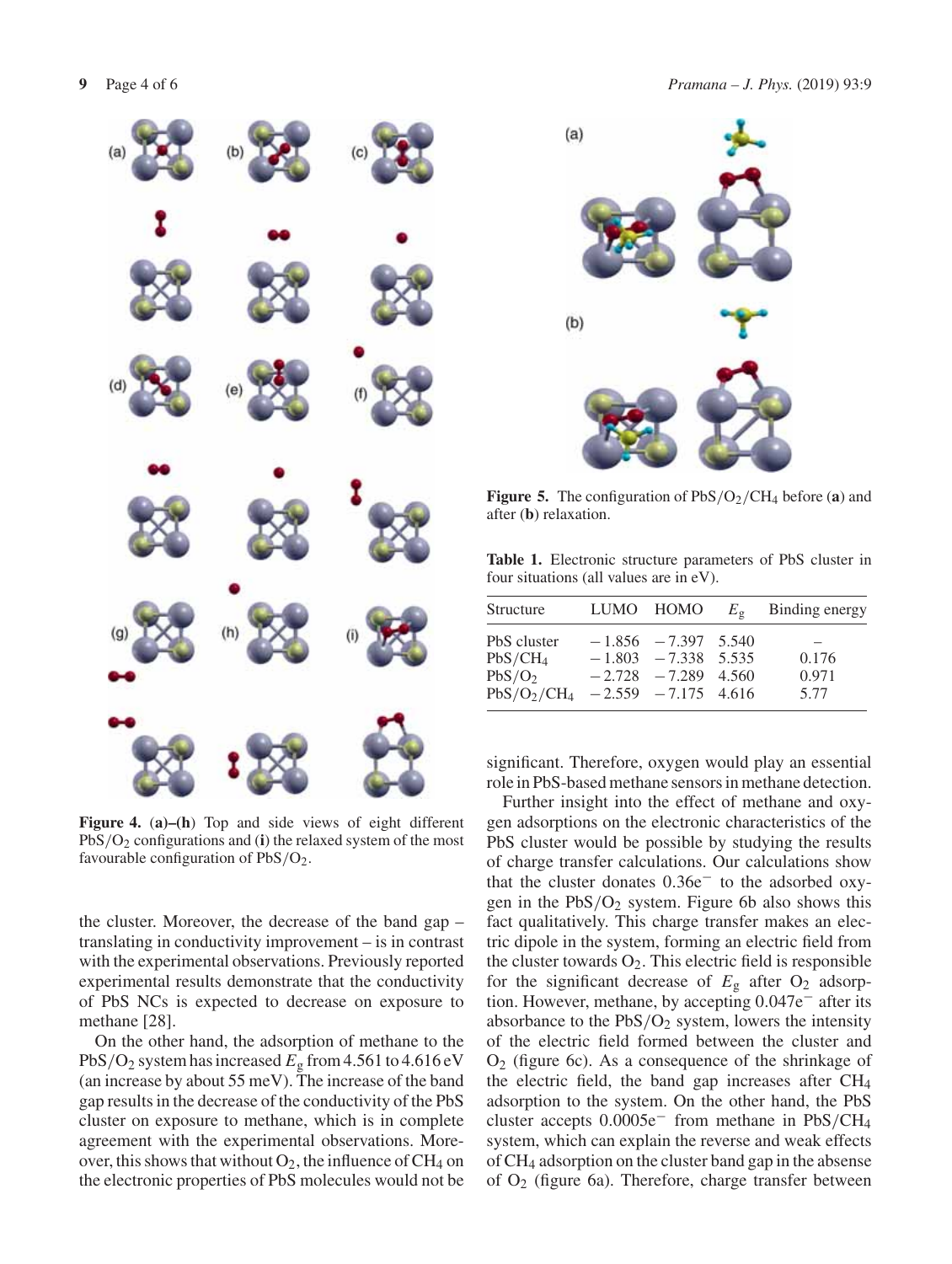**Figure 4.** (**a**)–(**h**) Top and side views of eight different $PbS/O_2$ configurations and (**i**) the relaxed system of the most favourable configuration of $PbS/O_2$.

the cluster. Moreover, the decrease of the band gap – translating in conductivity improvement – is in contrast with the experimental observations. Previously reported experimental results demonstrate that the conductivity of PbS NCs is expected to decrease on exposure to methane [28].

On the other hand, the adsorption of methane to the $PbS/O_2$ system has increased $E_g$ from 4.561 to 4.616 eV (an increase by about 55 meV). The increase of the band gap results in the decrease of the conductivity of the PbS cluster on exposure to methane, which is in complete agreement with the experimental observations. Moreover, this shows that without $O_2$, the influence of $CH_4$ on the electronic properties of PbS molecules would not be significant. Therefore, oxygen would play an essential role in PbS-based methane sensors in methane detection.

**Figure 5.** The configuration of $PbS/O_2/CH_4$ before (**a**) and after (**b**) relaxation.

**Table 1.** Electronic structure parameters of PbS cluster in four situations (all values are in eV).

| Structure | LUMO | HOMO | $E_g$ | Binding energy |
|---|---|---|---|---|
| PbS cluster | −1.856 | −7.397 | 5.540 | – |
| $PbS/CH_4$ | −1.803 | −7.338 | 5.535 | 0.176 |
| $PbS/O_2$ | −2.728 | −7.289 | 4.560 | 0.971 |
| $PbS/O_2/CH_4$ | −2.559 | −7.175 | 4.616 | 5.77 |

Further insight into the effect of methane and oxygen adsorptions on the electronic characteristics of the PbS cluster would be possible by studying the results of charge transfer calculations. Our calculations show that the cluster donates $0.36e^-$ to the adsorbed oxygen in the $PbS/O_2$ system. Figure 6b also shows this fact qualitatively. This charge transfer makes an electric dipole in the system, forming an electric field from the cluster towards $O_2$. This electric field is responsible for the significant decrease of $E_g$ after $O_2$ adsorption. However, methane, by accepting $0.047e^-$ after its absorbance to the $PbS/O_2$ system, lowers the intensity of the electric field formed between the cluster and $O_2$ (figure 6c). As a consequence of the shrinkage of the electric field, the band gap increases after $CH_4$ adsorption to the system. On the other hand, the PbS cluster accepts $0.0005e^-$ from methane in $PbS/CH_4$ system, which can explain the reverse and weak effects of $CH_4$ adsorption on the cluster band gap in the absense of $O_2$ (figure 6a). Therefore, charge transfer between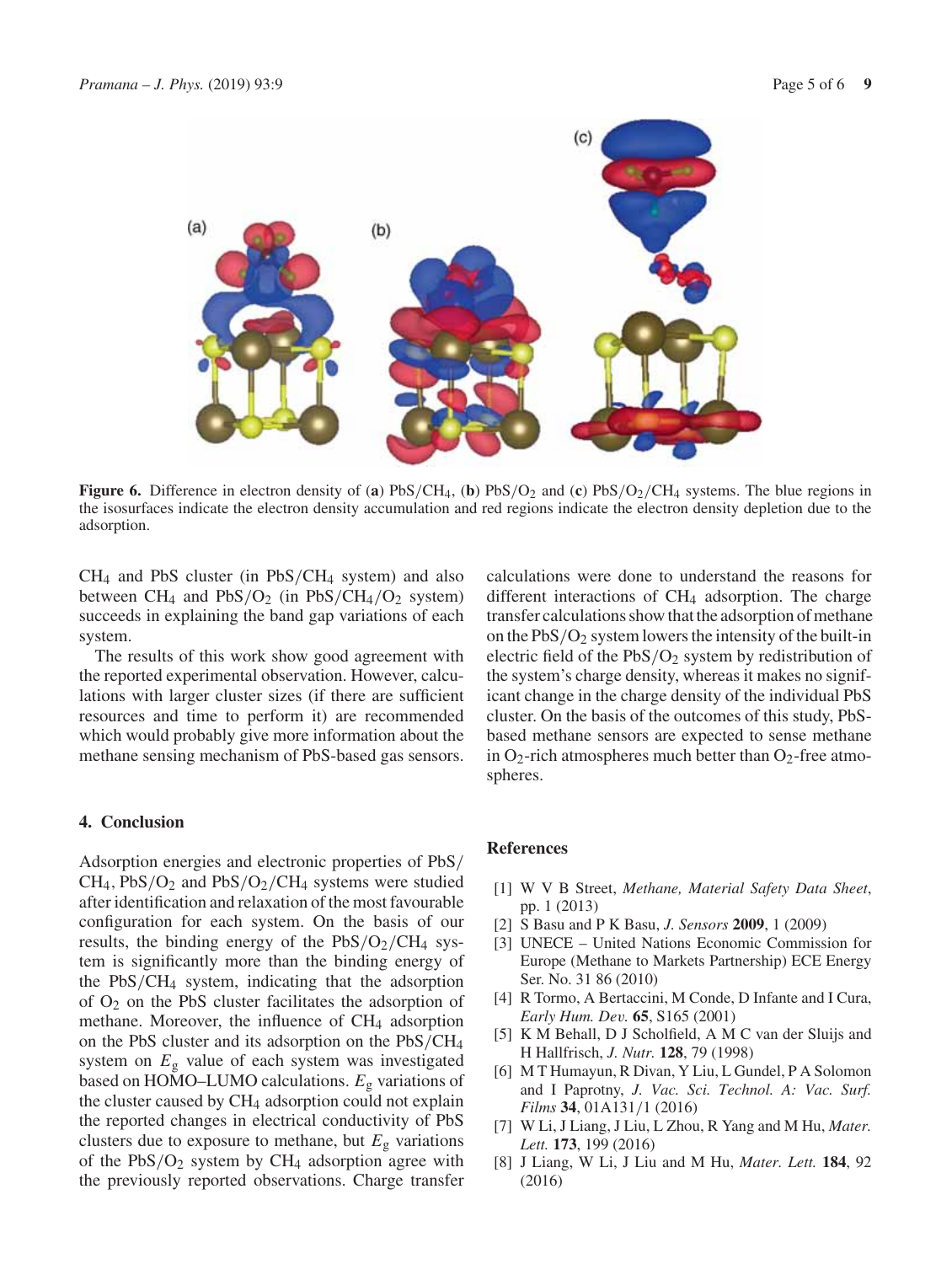**Figure 6.** Difference in electron density of (**a**) $PbS/CH_4$, (**b**) $PbS/O_2$ and (**c**) $PbS/O_2/CH_4$ systems. The blue regions in the isosurfaces indicate the electron density accumulation and red regions indicate the electron density depletion due to the adsorption.

$CH_4$ and PbS cluster (in $PbS/CH_4$ system) and also between $CH_4$ and $PbS/O_2$ (in $PbS/CH_4/O_2$ system) succeeds in explaining the band gap variations of each system.

The results of this work show good agreement with the reported experimental observation. However, calculations with larger cluster sizes (if there are sufficient resources and time to perform it) are recommended which would probably give more information about the methane sensing mechanism of PbS-based gas sensors.

## 4. Conclusion

Adsorption energies and electronic properties of $PbS/CH_4$, $PbS/O_2$ and $PbS/O_2/CH_4$ systems were studied after identification and relaxation of the most favourable configuration for each system. On the basis of our results, the binding energy of the $PbS/O_2/CH_4$ system is significantly more than the binding energy of the $PbS/CH_4$ system, indicating that the adsorption of $O_2$ on the PbS cluster facilitates the adsorption of methane. Moreover, the influence of $CH_4$ adsorption on the PbS cluster and its adsorption on the $PbS/CH_4$ system on $E_g$ value of each system was investigated based on HOMO–LUMO calculations. $E_g$ variations of the cluster caused by $CH_4$ adsorption could not explain the reported changes in electrical conductivity of PbS clusters due to exposure to methane, but $E_g$ variations of the $PbS/O_2$ system by $CH_4$ adsorption agree with the previously reported observations. Charge transfer calculations were done to understand the reasons for different interactions of $CH_4$ adsorption. The charge transfer calculations show that the adsorption of methane on the $PbS/O_2$ system lowers the intensity of the built-in electric field of the $PbS/O_2$ system by redistribution of the system's charge density, whereas it makes no significant change in the charge density of the individual PbS cluster. On the basis of the outcomes of this study, PbS-based methane sensors are expected to sense methane in $O_2$-rich atmospheres much better than $O_2$-free atmospheres.

## References

[1] W V B Street, *Methane, Material Safety Data Sheet*, pp. 1 (2013)

[2] S Basu and P K Basu, *J. Sensors* **2009**, 1 (2009)

[3] UNECE – United Nations Economic Commission for Europe (Methane to Markets Partnership) ECE Energy Ser. No. 31 86 (2010)

[4] R Tormo, A Bertaccini, M Conde, D Infante and I Cura, *Early Hum. Dev.* **65**, S165 (2001)

[5] K M Behall, D J Scholfield, A M C van der Sluijs and H Hallfrisch, *J. Nutr.* **128**, 79 (1998)

[6] M T Humayun, R Divan, Y Liu, L Gundel, P A Solomon and I Paprotny, *J. Vac. Sci. Technol. A: Vac. Surf. Films* **34**, 01A131/1 (2016)

[7] W Li, J Liang, J Liu, L Zhou, R Yang and M Hu, *Mater. Lett.* **173**, 199 (2016)

[8] J Liang, W Li, J Liu and M Hu, *Mater. Lett.* **184**, 92 (2016)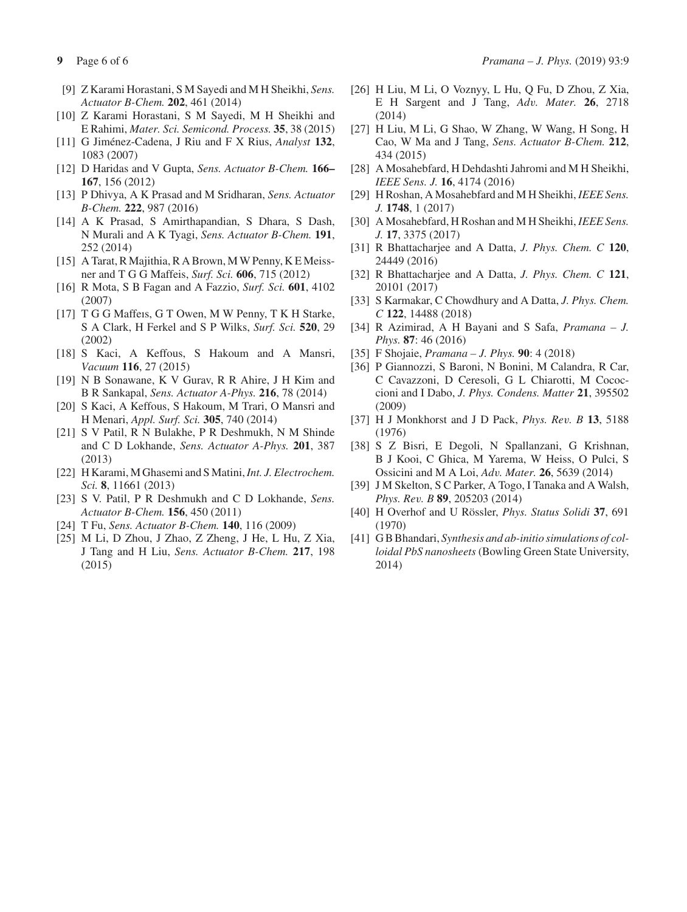[9] Z Karami Horastani, S M Sayedi and M H Sheikhi, *Sens. Actuator B-Chem.* **202**, 461 (2014)

[10] Z Karami Horastani, S M Sayedi, M H Sheikhi and E Rahimi, *Mater. Sci. Semicond. Process.* **35**, 38 (2015)

[11] G Jiménez-Cadena, J Riu and F X Rius, *Analyst* **132**, 1083 (2007)

[12] D Haridas and V Gupta, *Sens. Actuator B-Chem.* **166–167**, 156 (2012)

[13] P Dhivya, A K Prasad and M Sridharan, *Sens. Actuator B-Chem.* **222**, 987 (2016)

[14] A K Prasad, S Amirthapandian, S Dhara, S Dash, N Murali and A K Tyagi, *Sens. Actuator B-Chem.* **191**, 252 (2014)

[15] A Tarat, R Majithia, R A Brown, M W Penny, K E Meissner and T G G Maffeis, *Surf. Sci.* **606**, 715 (2012)

[16] R Mota, S B Fagan and A Fazzio, *Surf. Sci.* **601**, 4102 (2007)

[17] T G G Maffeıs, G T Owen, M W Penny, T K H Starke, S A Clark, H Ferkel and S P Wilks, *Surf. Sci.* **520**, 29 (2002)

[18] S Kaci, A Keffous, S Hakoum and A Mansri, *Vacuum* **116**, 27 (2015)

[19] N B Sonawane, K V Gurav, R R Ahire, J H Kim and B R Sankapal, *Sens. Actuator A-Phys.* **216**, 78 (2014)

[20] S Kaci, A Keffous, S Hakoum, M Trari, O Mansri and H Menari, *Appl. Surf. Sci.* **305**, 740 (2014)

[21] S V Patil, R N Bulakhe, P R Deshmukh, N M Shinde and C D Lokhande, *Sens. Actuator A-Phys.* **201**, 387 (2013)

[22] H Karami, M Ghasemi and S Matini, *Int. J. Electrochem. Sci.* **8**, 11661 (2013)

[23] S. V. Patil, P R Deshmukh and C D Lokhande, *Sens. Actuator B-Chem.* **156**, 450 (2011)

[24] T Fu, *Sens. Actuator B-Chem.* **140**, 116 (2009)

[25] M Li, D Zhou, J Zhao, Z Zheng, J He, L Hu, Z Xia, J Tang and H Liu, *Sens. Actuator B-Chem.* **217**, 198 (2015)

[26] H Liu, M Li, O Voznyy, L Hu, Q Fu, D Zhou, Z Xia, E H Sargent and J Tang, *Adv. Mater.* **26**, 2718 (2014)

[27] H Liu, M Li, G Shao, W Zhang, W Wang, H Song, H Cao, W Ma and J Tang, *Sens. Actuator B-Chem.* **212**, 434 (2015)

[28] A Mosahebfard, H Dehdashti Jahromi and M H Sheikhi, *IEEE Sens. J.* **16**, 4174 (2016)

[29] H Roshan, A Mosahebfard and M H Sheikhi, *IEEE Sens. J.* **1748**, 1 (2017)

[30] A Mosahebfard, H Roshan and M H Sheikhi, *IEEE Sens. J.* **17**, 3375 (2017)

[31] R Bhattacharjee and A Datta, *J. Phys. Chem. C* **120**, 24449 (2016)

[32] R Bhattacharjee and A Datta, *J. Phys. Chem. C* **121**, 20101 (2017)

[33] S Karmakar, C Chowdhury and A Datta, *J. Phys. Chem. C* **122**, 14488 (2018)

[34] R Azimirad, A H Bayani and S Safa, *Pramana – J. Phys.* **87**: 46 (2016)

[35] F Shojaie, *Pramana – J. Phys.* **90**: 4 (2018)

[36] P Giannozzi, S Baroni, N Bonini, M Calandra, R Car, C Cavazzoni, D Ceresoli, G L Chiarotti, M Cococcioni and I Dabo, *J. Phys. Condens. Matter* **21**, 395502 (2009)

[37] H J Monkhorst and J D Pack, *Phys. Rev. B* **13**, 5188 (1976)

[38] S Z Bisri, E Degoli, N Spallanzani, G Krishnan, B J Kooi, C Ghica, M Yarema, W Heiss, O Pulci, S Ossicini and M A Loi, *Adv. Mater.* **26**, 5639 (2014)

[39] J M Skelton, S C Parker, A Togo, I Tanaka and A Walsh, *Phys. Rev. B* **89**, 205203 (2014)

[40] H Overhof and U Rössler, *Phys. Status Solidi* **37**, 691 (1970)

[41] G B Bhandari, *Synthesis and ab-initio simulations of colloidal PbS nanosheets* (Bowling Green State University, 2014)